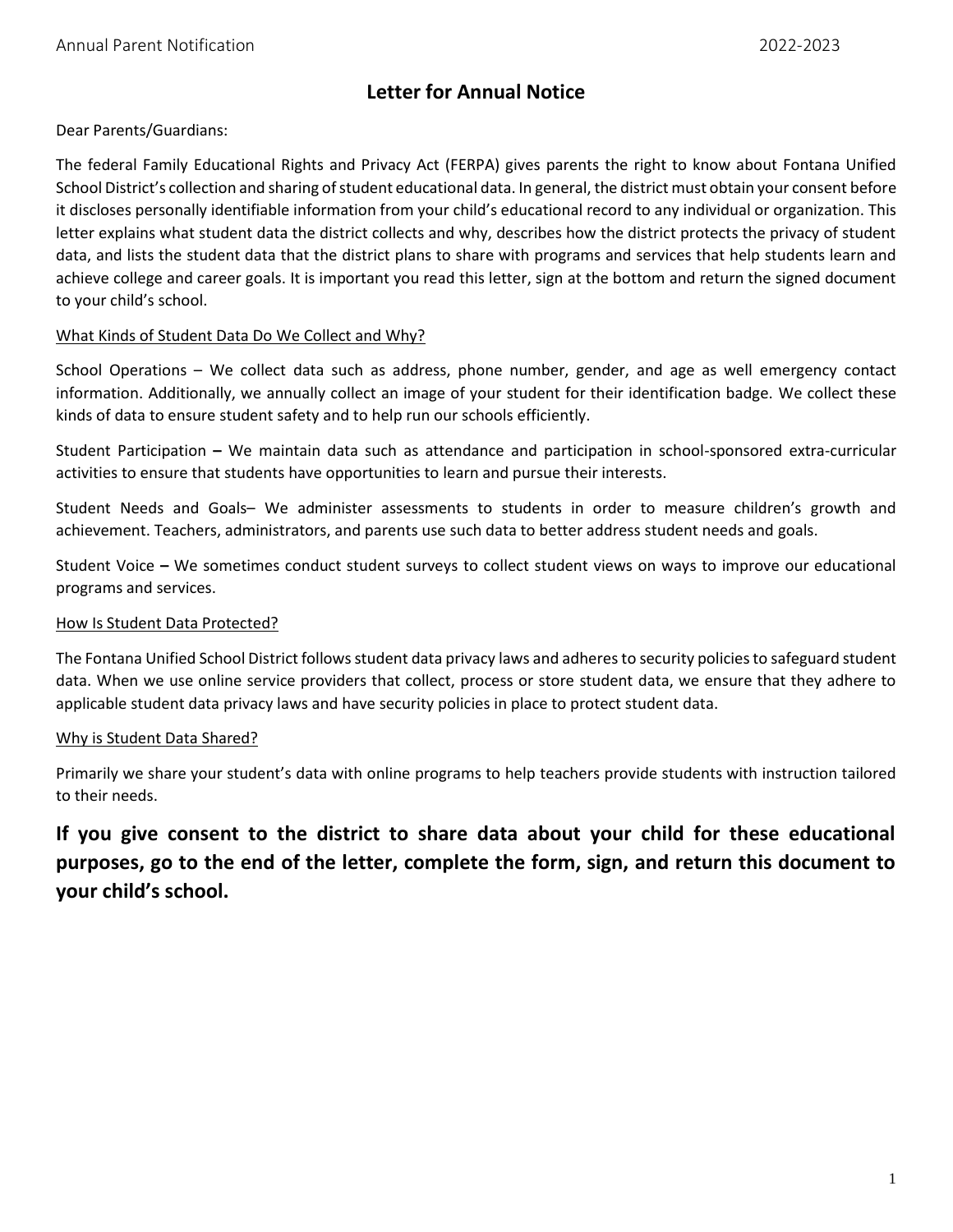# Letter for Annual Notice

Dear Parents/Guardians:

The federal Family Educational Rights and Privacy Act (FERPA) gives parents the right to know about Fontana Unified School District's collection and sharing of student educational data. In general, the district must obtain your consent before it discloses personally identifiable information from your child's educational record to any individual or organization. This letter explains what student data the district collects and why, describes how the district protects the privacy of student data, and lists the student data that the district plans to share with programs and services that help students learn and achieve college and career goals. It is important you read this letter, sign at the bottom and return the signed document to your child's school.

## What Kinds of Student Data Do We Collect and Why?

School Operations – We collect data such as address, phone number, gender, and age as well emergency contact information. Additionally, we annually collect an image of your student for their identification badge. We collect these kinds of data to ensure student safety and to help run our schools efficiently.

Student Participation **–** We maintain data such as attendance and participation in school-sponsored extra-curricular activities to ensure that students have opportunities to learn and pursue their interests.

Student Needs and Goals– We administer assessments to students in order to measure children's growth and achievement. Teachers, administrators, and parents use such data to better address student needs and goals.

Student Voice **–** We sometimes conduct student surveys to collect student views on ways to improve our educational programs and services.

## How Is Student Data Protected?

The Fontana Unified School District follows student data privacy laws and adheres to security policies to safeguard student data. When we use online service providers that collect, process or store student data, we ensure that they adhere to applicable student data privacy laws and have security policies in place to protect student data.

## Why is Student Data Shared?

Primarily we share your student's data with online programs to help teachers provide students with instruction tailored to their needs.

**If you give consent to the district to share data about your child for these educational purposes, go to the end of the letter, complete the form, sign, and return this document to your child's school.**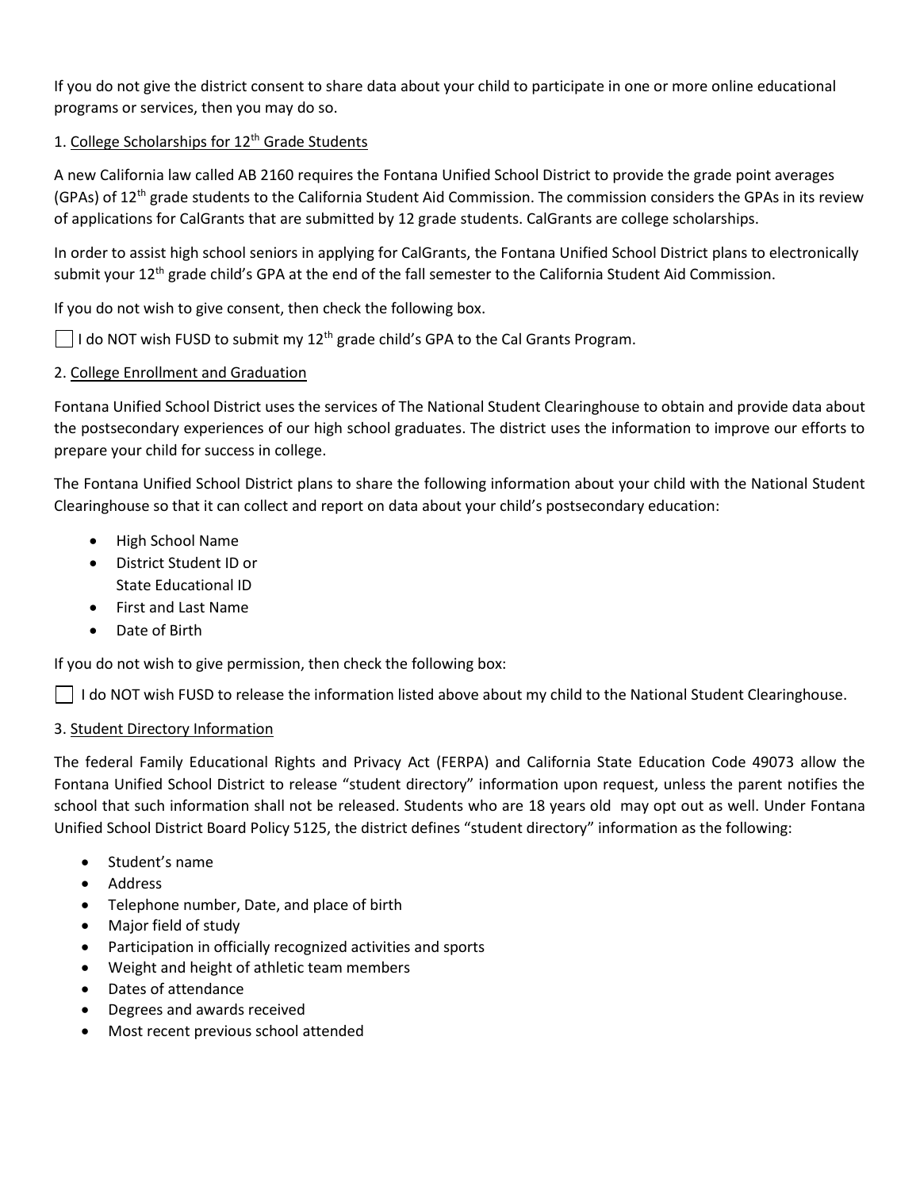If you do not give the district consent to share data about your child to participate in one or more online educational programs or services, then you may do so.

1. <u>College Scholarships for 12th Grade Students</u>

A new California law called AB 2160 requires the Fontana Unified School District to provide the grade point averages (GPAs) of 12th grade students to the California Student Aid Commission. The commission considers the GPAs in its review of applications for CalGrants that are submitted by 12 grade students. CalGrants are college scholarships.

In order to assist high school seniors in applying for CalGrants, the Fontana Unified School District plans to electronically submit your 12th grade child's GPA at the end of the fall semester to the California Student Aid Commission.

If you do not wish to give consent, then check the following box.

☐ I do NOT wish FUSD to submit my 12th grade child's GPA to the Cal Grants Program.

2. <u>College Enrollment and Graduation</u>

Fontana Unified School District uses the services of The National Student Clearinghouse to obtain and provide data about the postsecondary experiences of our high school graduates. The district uses the information to improve our efforts to prepare your child for success in college.

The Fontana Unified School District plans to share the following information about your child with the National Student Clearinghouse so that it can collect and report on data about your child's postsecondary education:

- High School Name
- District Student ID or State Educational ID
- First and Last Name
- Date of Birth

If you do not wish to give permission, then check the following box:

☐ I do NOT wish FUSD to release the information listed above about my child to the National Student Clearinghouse.

3. <u>Student Directory Information</u>

The federal Family Educational Rights and Privacy Act (FERPA) and California State Education Code 49073 allow the Fontana Unified School District to release "student directory" information upon request, unless the parent notifies the school that such information shall not be released. Students who are 18 years old may opt out as well. Under Fontana Unified School District Board Policy 5125, the district defines "student directory" information as the following:

- Student's name
- Address
- Telephone number, Date, and place of birth
- Major field of study
- Participation in officially recognized activities and sports
- Weight and height of athletic team members
- Dates of attendance
- Degrees and awards received
- Most recent previous school attended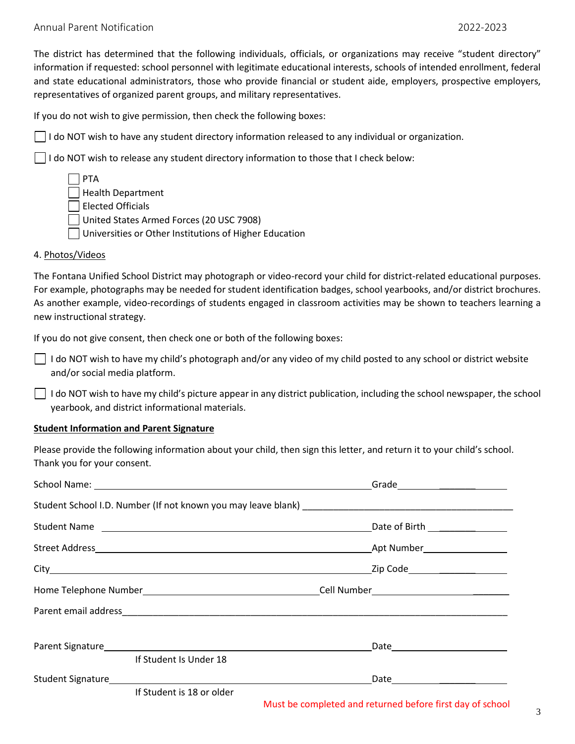The district has determined that the following individuals, officials, or organizations may receive "student directory" information if requested: school personnel with legitimate educational interests, schools of intended enrollment, federal and state educational administrators, those who provide financial or student aide, employers, prospective employers, representatives of organized parent groups, and military representatives.

If you do not wish to give permission, then check the following boxes:

☐ I do NOT wish to have any student directory information released to any individual or organization.

☐ I do NOT wish to release any student directory information to those that I check below:

- ☐ PTA
- ☐ Health Department
- ☐ Elected Officials
- ☐ United States Armed Forces (20 USC 7908)
- ☐ Universities or Other Institutions of Higher Education

4. Photos/Videos

The Fontana Unified School District may photograph or video-record your child for district-related educational purposes. For example, photographs may be needed for student identification badges, school yearbooks, and/or district brochures. As another example, video-recordings of students engaged in classroom activities may be shown to teachers learning a new instructional strategy.

If you do not give consent, then check one or both of the following boxes:

☐ I do NOT wish to have my child's photograph and/or any video of my child posted to any school or district website and/or social media platform.

☐ I do NOT wish to have my child's picture appear in any district publication, including the school newspaper, the school yearbook, and district informational materials.

**Student Information and Parent Signature**

Please provide the following information about your child, then sign this letter, and return it to your child's school. Thank you for your consent.

School Name: ______________________________ Grade ____________

Student School I.D. Number (If not known you may leave blank) ______________________________

Student Name ______________________________ Date of Birth ____________

Street Address ______________________________ Apt Number ____________

City ______________________________ Zip Code ____________

Home Telephone Number ______________________ Cell Number ____________

Parent email address ______________________________

Parent Signature ______________________________ Date ____________
If Student Is Under 18

Student Signature ______________________________ Date ____________
If Student is 18 or older

Must be completed and returned before first day of school